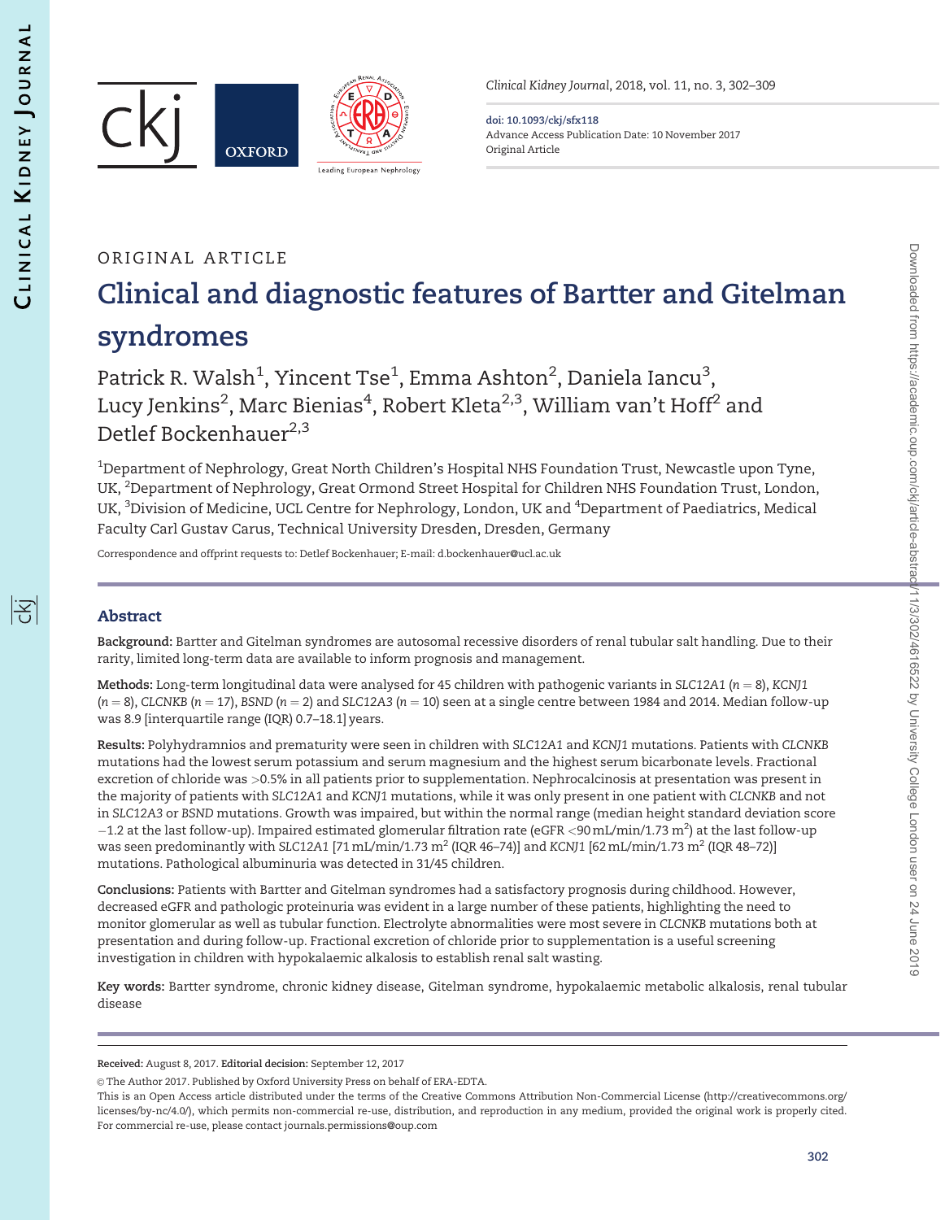ORIGINAL ARTICLE

# Clinical and diagnostic features of Bartter and Gitelman syndromes

Patrick R. Walsh[1], Yincent Tse[1], Emma Ashton[2], Daniela Iancu[3], Lucy Jenkins[2], Marc Bienias[4], Robert Kleta[2,3], William van't Hoff[2] and Detlef Bockenhauer[2,3]

[1]Department of Nephrology, Great North Children's Hospital NHS Foundation Trust, Newcastle upon Tyne, UK, [2]Department of Nephrology, Great Ormond Street Hospital for Children NHS Foundation Trust, London, UK, [3]Division of Medicine, UCL Centre for Nephrology, London, UK and [4]Department of Paediatrics, Medical Faculty Carl Gustav Carus, Technical University Dresden, Dresden, Germany

Correspondence and offprint requests to: Detlef Bockenhauer; E-mail: d.bockenhauer@ucl.ac.uk

## Abstract

**Background:** Bartter and Gitelman syndromes are autosomal recessive disorders of renal tubular salt handling. Due to their rarity, limited long-term data are available to inform prognosis and management.

**Methods:** Long-term longitudinal data were analysed for 45 children with pathogenic variants in *SLC12A1* ($n = 8$), *KCNJ1* ($n = 8$), *CLCNKB* ($n = 17$), *BSND* ($n = 2$) and *SLC12A3* ($n = 10$) seen at a single centre between 1984 and 2014. Median follow-up was 8.9 [interquartile range (IQR) 0.7–18.1] years.

**Results:** Polyhydramnios and prematurity were seen in children with *SLC12A1* and *KCNJ1* mutations. Patients with *CLCNKB* mutations had the lowest serum potassium and serum magnesium and the highest serum bicarbonate levels. Fractional excretion of chloride was >0.5% in all patients prior to supplementation. Nephrocalcinosis at presentation was present in the majority of patients with *SLC12A1* and *KCNJ1* mutations, while it was only present in one patient with *CLCNKB* and not in *SLC12A3* or *BSND* mutations. Growth was impaired, but within the normal range (median height standard deviation score −1.2 at the last follow-up). Impaired estimated glomerular filtration rate (eGFR <90 mL/min/1.73 $m^2$) at the last follow-up was seen predominantly with *SLC12A1* [71 mL/min/1.73 $m^2$ (IQR 46–74)] and *KCNJ1* [62 mL/min/1.73 $m^2$ (IQR 48–72)] mutations. Pathological albuminuria was detected in 31/45 children.

**Conclusions:** Patients with Bartter and Gitelman syndromes had a satisfactory prognosis during childhood. However, decreased eGFR and pathologic proteinuria was evident in a large number of these patients, highlighting the need to monitor glomerular as well as tubular function. Electrolyte abnormalities were most severe in *CLCNKB* mutations both at presentation and during follow-up. Fractional excretion of chloride prior to supplementation is a useful screening investigation in children with hypokalaemic alkalosis to establish renal salt wasting.

**Key words:** Bartter syndrome, chronic kidney disease, Gitelman syndrome, hypokalaemic metabolic alkalosis, renal tubular disease

**Received:** August 8, 2017. **Editorial decision:** September 12, 2017

© The Author 2017. Published by Oxford University Press on behalf of ERA-EDTA.

This is an Open Access article distributed under the terms of the Creative Commons Attribution Non-Commercial License (http://creativecommons.org/licenses/by-nc/4.0/), which permits non-commercial re-use, distribution, and reproduction in any medium, provided the original work is properly cited. For commercial re-use, please contact journals.permissions@oup.com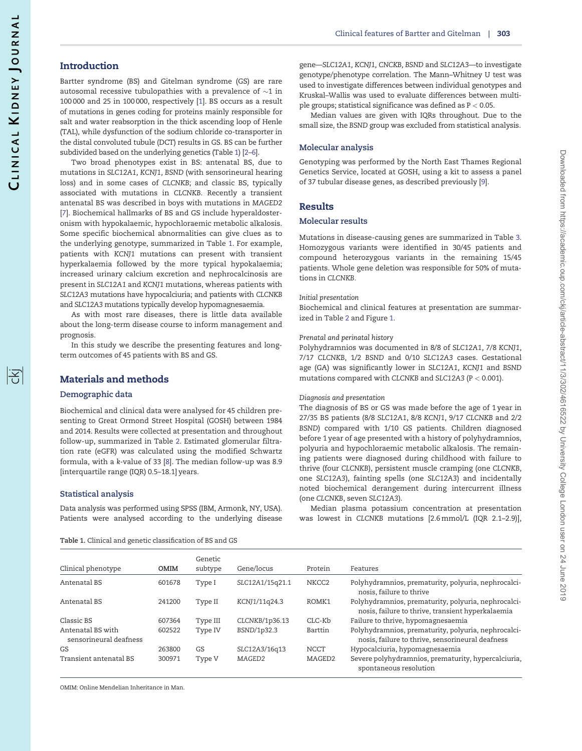## Introduction

Bartter syndrome (BS) and Gitelman syndrome (GS) are rare autosomal recessive tubulopathies with a prevalence of ∼1 in 100 000 and 25 in 100 000, respectively [1]. BS occurs as a result of mutations in genes coding for proteins mainly responsible for salt and water reabsorption in the thick ascending loop of Henle (TAL), while dysfunction of the sodium chloride co-transporter in the distal convoluted tubule (DCT) results in GS. BS can be further subdivided based on the underlying genetics (Table 1) [2–6].

Two broad phenotypes exist in BS: antenatal BS, due to mutations in *SLC12A1*, *KCNJ1*, *BSND* (with sensorineural hearing loss) and in some cases of *CLCNKB*; and classic BS, typically associated with mutations in *CLCNKB*. Recently a transient antenatal BS was described in boys with mutations in *MAGED2* [7]. Biochemical hallmarks of BS and GS include hyperaldosteronism with hypokalaemic, hypochloraemic metabolic alkalosis. Some specific biochemical abnormalities can give clues as to the underlying genotype, summarized in Table 1. For example, patients with *KCNJ1* mutations can present with transient hyperkalaemia followed by the more typical hypokalaemia; increased urinary calcium excretion and nephrocalcinosis are present in *SLC12A1* and *KCNJ1* mutations, whereas patients with *SLC12A3* mutations have hypocalciuria; and patients with *CLCNKB* and *SLC12A3* mutations typically develop hypomagnesaemia.

As with most rare diseases, there is little data available about the long-term disease course to inform management and prognosis.

In this study we describe the presenting features and long-term outcomes of 45 patients with BS and GS.

## Materials and methods

### Demographic data

Biochemical and clinical data were analysed for 45 children presenting to Great Ormond Street Hospital (GOSH) between 1984 and 2014. Results were collected at presentation and throughout follow-up, summarized in Table 2. Estimated glomerular filtration rate (eGFR) was calculated using the modified Schwartz formula, with a *k*-value of 33 [8]. The median follow-up was 8.9 [interquartile range (IQR) 0.5–18.1] years.

### Statistical analysis

Data analysis was performed using SPSS (IBM, Armonk, NY, USA). Patients were analysed according to the underlying disease gene—*SLC12A1*, *KCNJ1*, *CNCKB*, *BSND* and *SLC12A3*—to investigate genotype/phenotype correlation. The Mann–Whitney U test was used to investigate differences between individual genotypes and Kruskal–Wallis was used to evaluate differences between multiple groups; statistical significance was defined as $P < 0.05$.

Median values are given with IQRs throughout. Due to the small size, the *BSND* group was excluded from statistical analysis.

### Molecular analysis

Genotyping was performed by the North East Thames Regional Genetics Service, located at GOSH, using a kit to assess a panel of 37 tubular disease genes, as described previously [9].

## Results

### Molecular results

Mutations in disease-causing genes are summarized in Table 3. Homozygous variants were identified in 30/45 patients and compound heterozygous variants in the remaining 15/45 patients. Whole gene deletion was responsible for 50% of mutations in *CLCNKB*.

*Initial presentation*

Biochemical and clinical features at presentation are summarized in Table 2 and Figure 1.

*Prenatal and perinatal history*

Polyhydramnios was documented in 8/8 of *SLC12A1*, 7/8 *KCNJ1*, 7/17 *CLCNKB*, 1/2 *BSND* and 0/10 *SLC12A3* cases. Gestational age (GA) was significantly lower in *SLC12A1*, *KCNJ1* and *BSND* mutations compared with *CLCNKB* and *SLC12A3* ($P < 0.001$).

*Diagnosis and presentation*

The diagnosis of BS or GS was made before the age of 1 year in 27/35 BS patients (8/8 *SLC12A1*, 8/8 *KCNJ1*, 9/17 *CLCNKB* and 2/2 *BSND*) compared with 1/10 GS patients. Children diagnosed before 1 year of age presented with a history of polyhydramnios, polyuria and hypochloraemic metabolic alkalosis. The remaining patients were diagnosed during childhood with failure to thrive (four *CLCNKB*), persistent muscle cramping (one *CLCNKB*, one *SLC12A3*), fainting spells (one *SLC12A3*) and incidentally noted biochemical derangement during intercurrent illness (one *CLCNKB*, seven *SLC12A3*).

Median plasma potassium concentration at presentation was lowest in *CLCNKB* mutations [2.6 mmol/L (IQR 2.1–2.9)],

Table 1. Clinical and genetic classification of BS and GS

| Clinical phenotype | OMIM | Genetic subtype | Gene/locus | Protein | Features |
|---|---|---|---|---|---|
| Antenatal BS | 601678 | Type I | *SLC12A1*/15q21.1 | NKCC2 | Polyhydramnios, prematurity, polyuria, nephrocalcinosis, failure to thrive |
| Antenatal BS | 241200 | Type II | *KCNJ1*/11q24.3 | ROMK1 | Polyhydramnios, prematurity, polyuria, nephrocalcinosis, failure to thrive, transient hyperkalaemia |
| Classic BS | 607364 | Type III | *CLCNKB*/1p36.13 | CLC-Kb | Failure to thrive, hypomagnesaemia |
| Antenatal BS with sensorineural deafness | 602522 | Type IV | *BSND*/1p32.3 | Barttin | Polyhydramnios, prematurity, polyuria, nephrocalcinosis, failure to thrive, sensorineural deafness |
| GS | 263800 | GS | *SLC12A3*/16q13 | NCCT | Hypocalciuria, hypomagnesaemia |
| Transient antenatal BS | 300971 | Type V | *MAGED2* | MAGED2 | Severe polyhydramnios, prematurity, hypercalciuria, spontaneous resolution |

OMIM: Online Mendelian Inheritance in Man.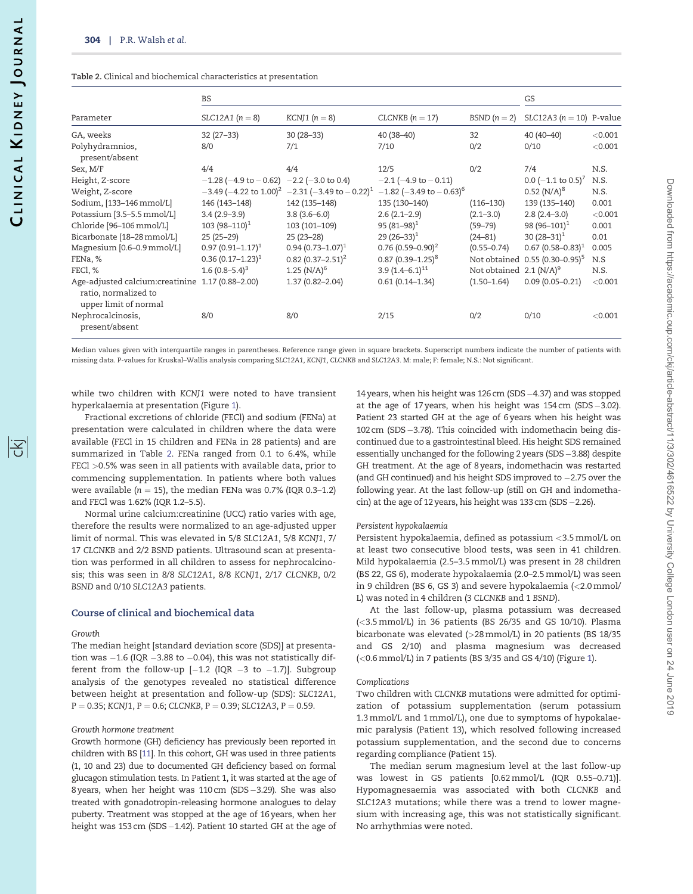**Table 2.** Clinical and biochemical characteristics at presentation

| | BS | | | | GS | |
|---|---|---|---|---|---|---|
| Parameter | *SLC12A1* (n = 8) | *KCNJ1* (n = 8) | *CLCNKB* (n = 17) | *BSND* (n = 2) | *SLC12A3* (n = 10) | P-value |
| GA, weeks | 32 (27–33) | 30 (28–33) | 40 (38–40) | 32 | 40 (40–40) | <0.001 |
| Polyhydramnios, present/absent | 8/0 | 7/1 | 7/10 | 0/2 | 0/10 | <0.001 |
| Sex, M/F | 4/4 | 4/4 | 12/5 | 0/2 | 7/4 | N.S. |
| Height, Z-score | −1.28 (−4.9 to − 0.62) | −2.2 (−3.0 to 0.4) | −2.1 (−4.9 to − 0.11) | | 0.0 (−1.1 to 0.5)[7] | N.S. |
| Weight, Z-score | −3.49 (−4.22 to 1.00)[2] | −2.31 (−3.49 to − 0.22)[1] | −1.82 (−3.49 to − 0.63)[6] | | 0.52 (N/A)[8] | N.S. |
| Sodium, [133–146 mmol/L] | 146 (143–148) | 142 (135–148) | 135 (130–140) | (116–130) | 139 (135–140) | 0.001 |
| Potassium [3.5–5.5 mmol/L] | 3.4 (2.9–3.9) | 3.8 (3.6–6.0) | 2.6 (2.1–2.9) | (2.1–3.0) | 2.8 (2.4–3.0) | <0.001 |
| Chloride [96–106 mmol/L] | 103 (98–110)[1] | 103 (101–109) | 95 (81–98)[1] | (59–79) | 98 (96–101)[1] | 0.001 |
| Bicarbonate [18–28 mmol/L] | 25 (25–29) | 25 (23–28) | 29 (26–33)[1] | (24–81) | 30 (28–31)[1] | 0.01 |
| Magnesium [0.6–0.9 mmol/L] | 0.97 (0.91–1.17)[1] | 0.94 (0.73–1.07)[1] | 0.76 (0.59–0.90)[2] | (0.55–0.74) | 0.67 (0.58–0.83)[1] | 0.005 |
| FENa, % | 0.36 (0.17–1.23)[1] | 0.82 (0.37–2.51)[2] | 0.87 (0.39–1.25)[8] | Not obtained | 0.55 (0.30–0.95)[5] | N.S |
| FECl, % | 1.6 (0.8–5.4)[3] | 1.25 (N/A)[6] | 3.9 (1.4–6.1)[11] | Not obtained | 2.1 (N/A)[9] | N.S. |
| Age-adjusted calcium:creatinine ratio, normalized to upper limit of normal | 1.17 (0.88–2.00) | 1.37 (0.82–2.04) | 0.61 (0.14–1.34) | (1.50–1.64) | 0.09 (0.05–0.21) | <0.001 |
| Nephrocalcinosis, present/absent | 8/0 | 8/0 | 2/15 | 0/2 | 0/10 | <0.001 |

Median values given with interquartile ranges in parentheses. Reference range given in square brackets. Superscript numbers indicate the number of patients with missing data. P-values for Kruskal–Wallis analysis comparing *SLC12A1*, *KCNJ1*, *CLCNKB* and *SLC12A3*. M: male; F: female; N.S.: Not significant.

while two children with *KCNJ1* were noted to have transient hyperkalaemia at presentation (Figure 1).

Fractional excretions of chloride (FECl) and sodium (FENa) at presentation were calculated in children where the data were available (FECl in 15 children and FENa in 28 patients) and are summarized in Table 2. FENa ranged from 0.1 to 6.4%, while FECl >0.5% was seen in all patients with available data, prior to commencing supplementation. In patients where both values were available (n = 15), the median FENa was 0.7% (IQR 0.3–1.2) and FECl was 1.62% (IQR 1.2–5.5).

Normal urine calcium:creatinine (UCC) ratio varies with age, therefore the results were normalized to an age-adjusted upper limit of normal. This was elevated in 5/8 *SLC12A1*, 5/8 *KCNJ1*, 7/17 *CLCNKB* and 2/2 *BSND* patients. Ultrasound scan at presentation was performed in all children to assess for nephrocalcinosis; this was seen in 8/8 *SLC12A1*, 8/8 *KCNJ1*, 2/17 *CLCNKB*, 0/2 *BSND* and 0/10 *SLC12A3* patients.

## Course of clinical and biochemical data

### *Growth*

The median height [standard deviation score (SDS)] at presentation was −1.6 (IQR −3.88 to −0.04), this was not statistically different from the follow-up [−1.2 (IQR −3 to −1.7)]. Subgroup analysis of the genotypes revealed no statistical difference between height at presentation and follow-up (SDS): *SLC12A1*, P = 0.35; *KCNJ1*, P = 0.6; *CLCNKB*, P = 0.39; *SLC12A3*, P = 0.59.

### *Growth hormone treatment*

Growth hormone (GH) deficiency has previously been reported in children with BS [11]. In this cohort, GH was used in three patients (1, 10 and 23) due to documented GH deficiency based on formal glucagon stimulation tests. In Patient 1, it was started at the age of 8 years, when her height was 110 cm (SDS −3.29). She was also treated with gonadotropin-releasing hormone analogues to delay puberty. Treatment was stopped at the age of 16 years, when her height was 153 cm (SDS −1.42). Patient 10 started GH at the age of 14 years, when his height was 126 cm (SDS −4.37) and was stopped at the age of 17 years, when his height was 154 cm (SDS −3.02). Patient 23 started GH at the age of 6 years when his height was 102 cm (SDS −3.78). This coincided with indomethacin being discontinued due to a gastrointestinal bleed. His height SDS remained essentially unchanged for the following 2 years (SDS −3.88) despite GH treatment. At the age of 8 years, indomethacin was restarted (and GH continued) and his height SDS improved to −2.75 over the following year. At the last follow-up (still on GH and indomethacin) at the age of 12 years, his height was 133 cm (SDS −2.26).

### *Persistent hypokalaemia*

Persistent hypokalaemia, defined as potassium <3.5 mmol/L on at least two consecutive blood tests, was seen in 41 children. Mild hypokalaemia (2.5–3.5 mmol/L) was present in 28 children (BS 22, GS 6), moderate hypokalaemia (2.0–2.5 mmol/L) was seen in 9 children (BS 6, GS 3) and severe hypokalaemia (<2.0 mmol/L) was noted in 4 children (3 *CLCNKB* and 1 *BSND*).

At the last follow-up, plasma potassium was decreased (<3.5 mmol/L) in 36 patients (BS 26/35 and GS 10/10). Plasma bicarbonate was elevated (>28 mmol/L) in 20 patients (BS 18/35 and GS 2/10) and plasma magnesium was decreased (<0.6 mmol/L) in 7 patients (BS 3/35 and GS 4/10) (Figure 1).

### *Complications*

Two children with *CLCNKB* mutations were admitted for optimization of potassium supplementation (serum potassium 1.3 mmol/L and 1 mmol/L), one due to symptoms of hypokalaemic paralysis (Patient 13), which resolved following increased potassium supplementation, and the second due to concerns regarding compliance (Patient 15).

The median serum magnesium level at the last follow-up was lowest in GS patients [0.62 mmol/L (IQR 0.55–0.71)]. Hypomagnesaemia was associated with both *CLCNKB* and *SLC12A3* mutations; while there was a trend to lower magnesium with increasing age, this was not statistically significant. No arrhythmias were noted.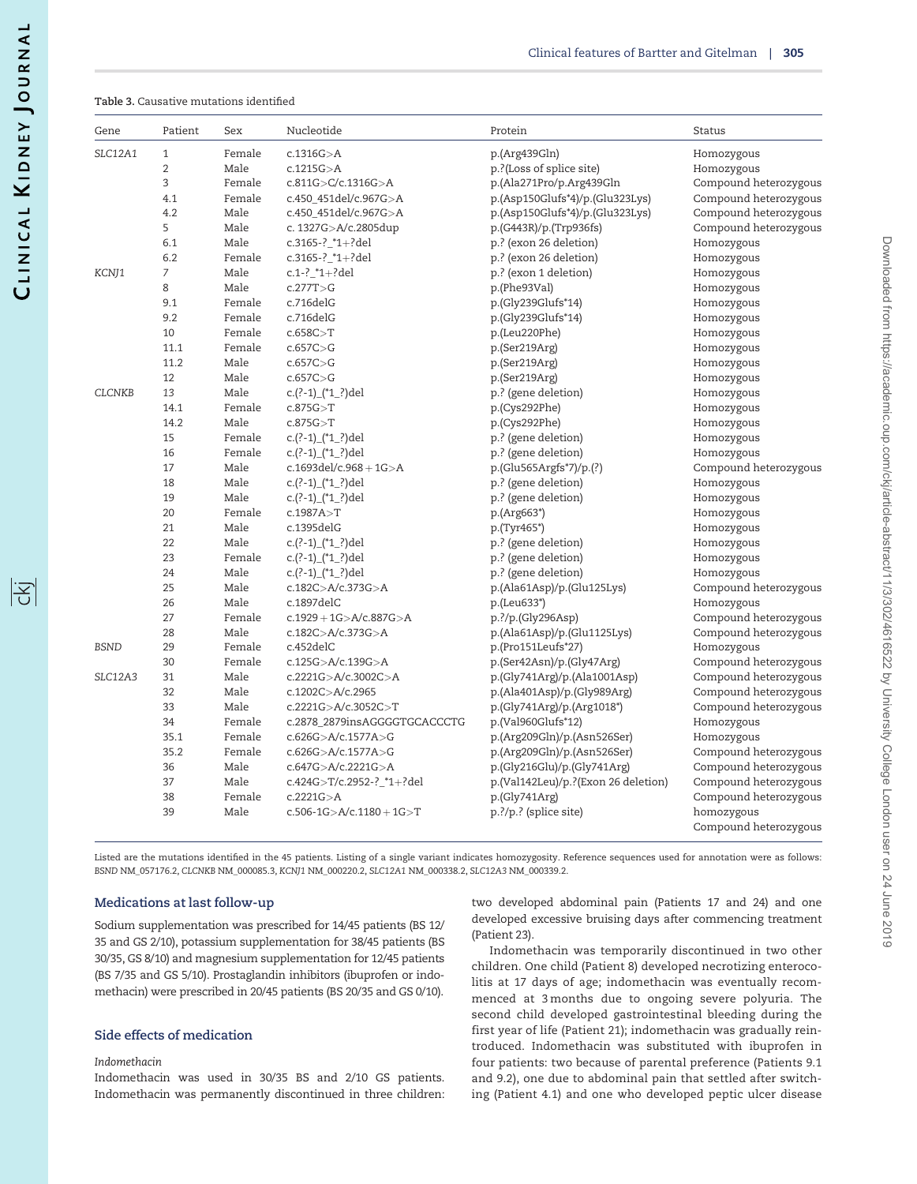**Table 3.** Causative mutations identified

| Gene | Patient | Sex | Nucleotide | Protein | Status |
|---|---|---|---|---|---|
| *SLC12A1* | 1 | Female | c.1316G>A | p.(Arg439Gln) | Homozygous |
| | 2 | Male | c.1215G>A | p.?(Loss of splice site) | Homozygous |
| | 3 | Female | c.811G>C/c.1316G>A | p.(Ala271Pro/p.Arg439Gln | Compound heterozygous |
| | 4.1 | Female | c.450_451del/c.967G>A | p.(Asp150Glufs*4)/p.(Glu323Lys) | Compound heterozygous |
| | 4.2 | Male | c.450_451del/c.967G>A | p.(Asp150Glufs*4)/p.(Glu323Lys) | Compound heterozygous |
| | 5 | Male | c. 1327G>A/c.2805dup | p.(G443R)/p.(Trp936fs) | Compound heterozygous |
| | 6.1 | Male | c.3165-?_*1+?del | p.? (exon 26 deletion) | Homozygous |
| | 6.2 | Female | c.3165-?_*1+?del | p.? (exon 26 deletion) | Homozygous |
| *KCNJ1* | 7 | Male | c.1-?_*1+?del | p.? (exon 1 deletion) | Homozygous |
| | 8 | Male | c.277T>G | p.(Phe93Val) | Homozygous |
| | 9.1 | Female | c.716delG | p.(Gly239Glufs*14) | Homozygous |
| | 9.2 | Female | c.716delG | p.(Gly239Glufs*14) | Homozygous |
| | 10 | Female | c.658C>T | p.(Leu220Phe) | Homozygous |
| | 11.1 | Female | c.657C>G | p.(Ser219Arg) | Homozygous |
| | 11.2 | Male | c.657C>G | p.(Ser219Arg) | Homozygous |
| | 12 | Male | c.657C>G | p.(Ser219Arg) | Homozygous |
| *CLCNKB* | 13 | Male | c.(?-1)_(*1_?)del | p.? (gene deletion) | Homozygous |
| | 14.1 | Female | c.875G>T | p.(Cys292Phe) | Homozygous |
| | 14.2 | Male | c.875G>T | p.(Cys292Phe) | Homozygous |
| | 15 | Female | c.(?-1)_(*1_?)del | p.? (gene deletion) | Homozygous |
| | 16 | Female | c.(?-1)_(*1_?)del | p.? (gene deletion) | Homozygous |
| | 17 | Male | c.1693del/c.968 + 1G>A | p.(Glu565Argfs*7)/p.(?) | Compound heterozygous |
| | 18 | Male | c.(?-1)_(*1_?)del | p.? (gene deletion) | Homozygous |
| | 19 | Male | c.(?-1)_(*1_?)del | p.? (gene deletion) | Homozygous |
| | 20 | Female | c.1987A>T | p.(Arg663*) | Homozygous |
| | 21 | Male | c.1395delG | p.(Tyr465*) | Homozygous |
| | 22 | Male | c.(?-1)_(*1_?)del | p.? (gene deletion) | Homozygous |
| | 23 | Female | c.(?-1)_(*1_?)del | p.? (gene deletion) | Homozygous |
| | 24 | Male | c.(?-1)_(*1_?)del | p.? (gene deletion) | Homozygous |
| | 25 | Male | c.182C>A/c.373G>A | p.(Ala61Asp)/p.(Glu125Lys) | Compound heterozygous |
| | 26 | Male | c.1897delC | p.(Leu633*) | Homozygous |
| | 27 | Female | c.1929 + 1G>A/c.887G>A | p.?/p.(Gly296Asp) | Compound heterozygous |
| | 28 | Male | c.182C>A/c.373G>A | p.(Ala61Asp)/p.(Glu1125Lys) | Compound heterozygous |
| *BSND* | 29 | Female | c.452delC | p.(Pro151Leufs*27) | Homozygous |
| | 30 | Female | c.125G>A/c.139G>A | p.(Ser42Asn)/p.(Gly47Arg) | Compound heterozygous |
| *SLC12A3* | 31 | Male | c.2221G>A/c.3002C>A | p.(Gly741Arg)/p.(Ala1001Asp) | Compound heterozygous |
| | 32 | Male | c.1202C>A/c.2965 | p.(Ala401Asp)/p.(Gly989Arg) | Compound heterozygous |
| | 33 | Male | c.2221G>A/c.3052C>T | p.(Gly741Arg)/p.(Arg1018*) | Compound heterozygous |
| | 34 | Female | c.2878_2879insAGGGGTGCACCCTG | p.(Val960Glufs*12) | Homozygous |
| | 35.1 | Female | c.626G>A/c.1577A>G | p.(Arg209Gln)/p.(Asn526Ser) | Homozygous |
| | 35.2 | Female | c.626G>A/c.1577A>G | p.(Arg209Gln)/p.(Asn526Ser) | Compound heterozygous |
| | 36 | Male | c.647G>A/c.2221G>A | p.(Gly216Glu)/p.(Gly741Arg) | Compound heterozygous |
| | 37 | Male | c.424G>T/c.2952-?_*1+?del | p.(Val142Leu)/p.?(Exon 26 deletion) | Compound heterozygous |
| | 38 | Female | c.2221G>A | p.(Gly741Arg) | Compound heterozygous |
| | 39 | Male | c.506-1G>A/c.1180 + 1G>T | p.?/p.? (splice site) | homozygous |
| | | | | | Compound heterozygous |

Listed are the mutations identified in the 45 patients. Listing of a single variant indicates homozygosity. Reference sequences used for annotation were as follows: *BSND* NM_057176.2, *CLCNKB* NM_000085.3, *KCNJ1* NM_000220.2, *SLC12A1* NM_000338.2, *SLC12A3* NM_000339.2.

## Medications at last follow-up

Sodium supplementation was prescribed for 14/45 patients (BS 12/35 and GS 2/10), potassium supplementation for 38/45 patients (BS 30/35, GS 8/10) and magnesium supplementation for 12/45 patients (BS 7/35 and GS 5/10). Prostaglandin inhibitors (ibuprofen or indomethacin) were prescribed in 20/45 patients (BS 20/35 and GS 0/10).

## Side effects of medication

### *Indomethacin*

Indomethacin was used in 30/35 BS and 2/10 GS patients. Indomethacin was permanently discontinued in three children: two developed abdominal pain (Patients 17 and 24) and one developed excessive bruising days after commencing treatment (Patient 23).

Indomethacin was temporarily discontinued in two other children. One child (Patient 8) developed necrotizing enterocolitis at 17 days of age; indomethacin was eventually recommenced at 3 months due to ongoing severe polyuria. The second child developed gastrointestinal bleeding during the first year of life (Patient 21); indomethacin was gradually reintroduced. Indomethacin was substituted with ibuprofen in four patients: two because of parental preference (Patients 9.1 and 9.2), one due to abdominal pain that settled after switching (Patient 4.1) and one who developed peptic ulcer disease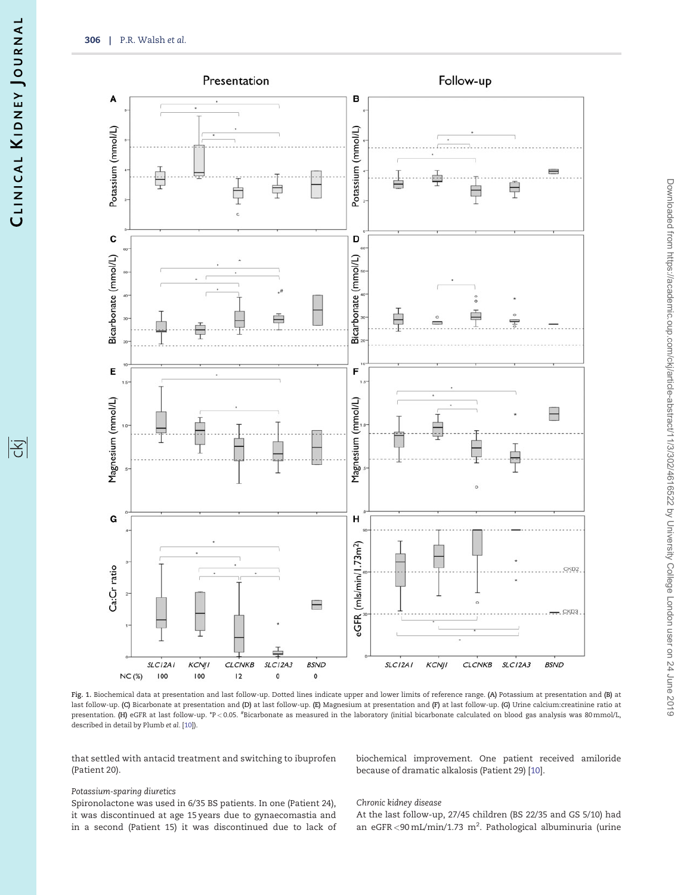Fig. 1. Biochemical data at presentation and last follow-up. Dotted lines indicate upper and lower limits of reference range. (A) Potassium at presentation and (B) at last follow-up. (C) Bicarbonate at presentation and (D) at last follow-up. (E) Magnesium at presentation and (F) at last follow-up. (G) Urine calcium:creatinine ratio at presentation. (H) eGFR at last follow-up. *P < 0.05. #Bicarbonate as measured in the laboratory (initial bicarbonate calculated on blood gas analysis was 80 mmol/L, described in detail by Plumb et al. [10]).

that settled with antacid treatment and switching to ibuprofen (Patient 20).

*Potassium-sparing diuretics*

Spironolactone was used in 6/35 BS patients. In one (Patient 24), it was discontinued at age 15 years due to gynaecomastia and in a second (Patient 15) it was discontinued due to lack of biochemical improvement. One patient received amiloride because of dramatic alkalosis (Patient 29) [10].

*Chronic kidney disease*

At the last follow-up, 27/45 children (BS 22/35 and GS 5/10) had an eGFR <90 mL/min/1.73 m$^2$. Pathological albuminuria (urine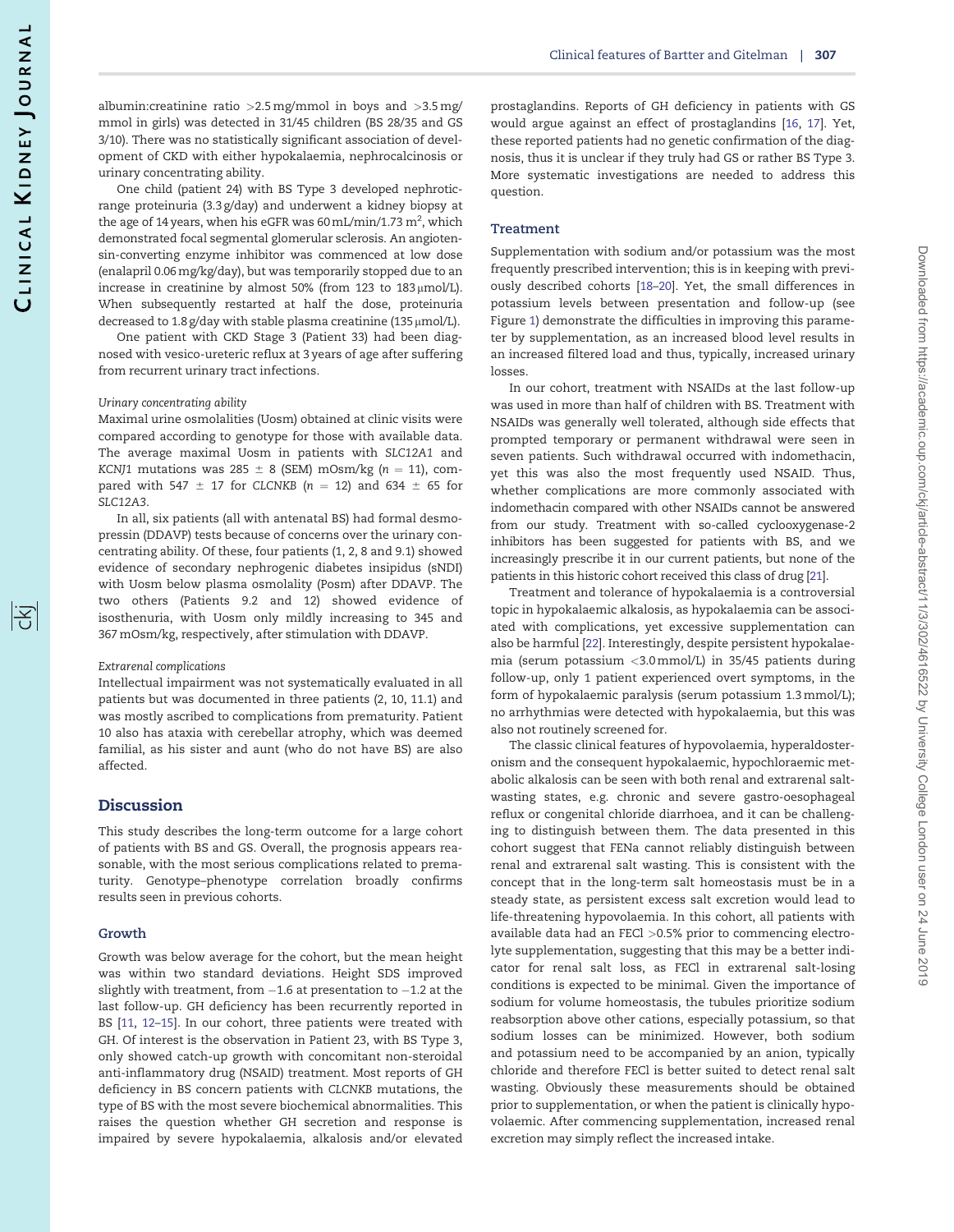albumin:creatinine ratio >2.5 mg/mmol in boys and >3.5 mg/mmol in girls) was detected in 31/45 children (BS 28/35 and GS 3/10). There was no statistically significant association of development of CKD with either hypokalaemia, nephrocalcinosis or urinary concentrating ability.

One child (patient 24) with BS Type 3 developed nephrotic-range proteinuria (3.3 g/day) and underwent a kidney biopsy at the age of 14 years, when his eGFR was 60 mL/min/1.73 m$^2$, which demonstrated focal segmental glomerular sclerosis. An angiotensin-converting enzyme inhibitor was commenced at low dose (enalapril 0.06 mg/kg/day), but was temporarily stopped due to an increase in creatinine by almost 50% (from 123 to 183 μmol/L). When subsequently restarted at half the dose, proteinuria decreased to 1.8 g/day with stable plasma creatinine (135 μmol/L).

One patient with CKD Stage 3 (Patient 33) had been diagnosed with vesico-ureteric reflux at 3 years of age after suffering from recurrent urinary tract infections.

#### *Urinary concentrating ability*

Maximal urine osmolalities (Uosm) obtained at clinic visits were compared according to genotype for those with available data. The average maximal Uosm in patients with *SLC12A1* and *KCNJ1* mutations was 285 ± 8 (SEM) mOsm/kg ($n$ = 11), compared with 547 ± 17 for *CLCNKB* ($n$ = 12) and 634 ± 65 for *SLC12A3*.

In all, six patients (all with antenatal BS) had formal desmopressin (DDAVP) tests because of concerns over the urinary concentrating ability. Of these, four patients (1, 2, 8 and 9.1) showed evidence of secondary nephrogenic diabetes insipidus (sNDI) with Uosm below plasma osmolality (Posm) after DDAVP. The two others (Patients 9.2 and 12) showed evidence of isosthenuria, with Uosm only mildly increasing to 345 and 367 mOsm/kg, respectively, after stimulation with DDAVP.

#### *Extrarenal complications*

Intellectual impairment was not systematically evaluated in all patients but was documented in three patients (2, 10, 11.1) and was mostly ascribed to complications from prematurity. Patient 10 also has ataxia with cerebellar atrophy, which was deemed familial, as his sister and aunt (who do not have BS) are also affected.

## Discussion

This study describes the long-term outcome for a large cohort of patients with BS and GS. Overall, the prognosis appears reasonable, with the most serious complications related to prematurity. Genotype–phenotype correlation broadly confirms results seen in previous cohorts.

### Growth

Growth was below average for the cohort, but the mean height was within two standard deviations. Height SDS improved slightly with treatment, from −1.6 at presentation to −1.2 at the last follow-up. GH deficiency has been recurrently reported in BS [11, 12–15]. In our cohort, three patients were treated with GH. Of interest is the observation in Patient 23, with BS Type 3, only showed catch-up growth with concomitant non-steroidal anti-inflammatory drug (NSAID) treatment. Most reports of GH deficiency in BS concern patients with *CLCNKB* mutations, the type of BS with the most severe biochemical abnormalities. This raises the question whether GH secretion and response is impaired by severe hypokalaemia, alkalosis and/or elevated prostaglandins. Reports of GH deficiency in patients with GS would argue against an effect of prostaglandins [16, 17]. Yet, these reported patients had no genetic confirmation of the diagnosis, thus it is unclear if they truly had GS or rather BS Type 3. More systematic investigations are needed to address this question.

### Treatment

Supplementation with sodium and/or potassium was the most frequently prescribed intervention; this is in keeping with previously described cohorts [18–20]. Yet, the small differences in potassium levels between presentation and follow-up (see Figure 1) demonstrate the difficulties in improving this parameter by supplementation, as an increased blood level results in an increased filtered load and thus, typically, increased urinary losses.

In our cohort, treatment with NSAIDs at the last follow-up was used in more than half of children with BS. Treatment with NSAIDs was generally well tolerated, although side effects that prompted temporary or permanent withdrawal were seen in seven patients. Such withdrawal occurred with indomethacin, yet this was also the most frequently used NSAID. Thus, whether complications are more commonly associated with indomethacin compared with other NSAIDs cannot be answered from our study. Treatment with so-called cyclooxygenase-2 inhibitors has been suggested for patients with BS, and we increasingly prescribe it in our current patients, but none of the patients in this historic cohort received this class of drug [21].

Treatment and tolerance of hypokalaemia is a controversial topic in hypokalaemic alkalosis, as hypokalaemia can be associated with complications, yet excessive supplementation can also be harmful [22]. Interestingly, despite persistent hypokalaemia (serum potassium <3.0 mmol/L) in 35/45 patients during follow-up, only 1 patient experienced overt symptoms, in the form of hypokalaemic paralysis (serum potassium 1.3 mmol/L); no arrhythmias were detected with hypokalaemia, but this was also not routinely screened for.

The classic clinical features of hypovolaemia, hyperaldosteronism and the consequent hypokalaemic, hypochloraemic metabolic alkalosis can be seen with both renal and extrarenal salt-wasting states, e.g. chronic and severe gastro-oesophageal reflux or congenital chloride diarrhoea, and it can be challenging to distinguish between them. The data presented in this cohort suggest that FENa cannot reliably distinguish between renal and extrarenal salt wasting. This is consistent with the concept that in the long-term salt homeostasis must be in a steady state, as persistent excess salt excretion would lead to life-threatening hypovolaemia. In this cohort, all patients with available data had an FECl >0.5% prior to commencing electrolyte supplementation, suggesting that this may be a better indicator for renal salt loss, as FECl in extrarenal salt-losing conditions is expected to be minimal. Given the importance of sodium for volume homeostasis, the tubules prioritize sodium reabsorption above other cations, especially potassium, so that sodium losses can be minimized. However, both sodium and potassium need to be accompanied by an anion, typically chloride and therefore FECl is better suited to detect renal salt wasting. Obviously these measurements should be obtained prior to supplementation, or when the patient is clinically hypovolaemic. After commencing supplementation, increased renal excretion may simply reflect the increased intake.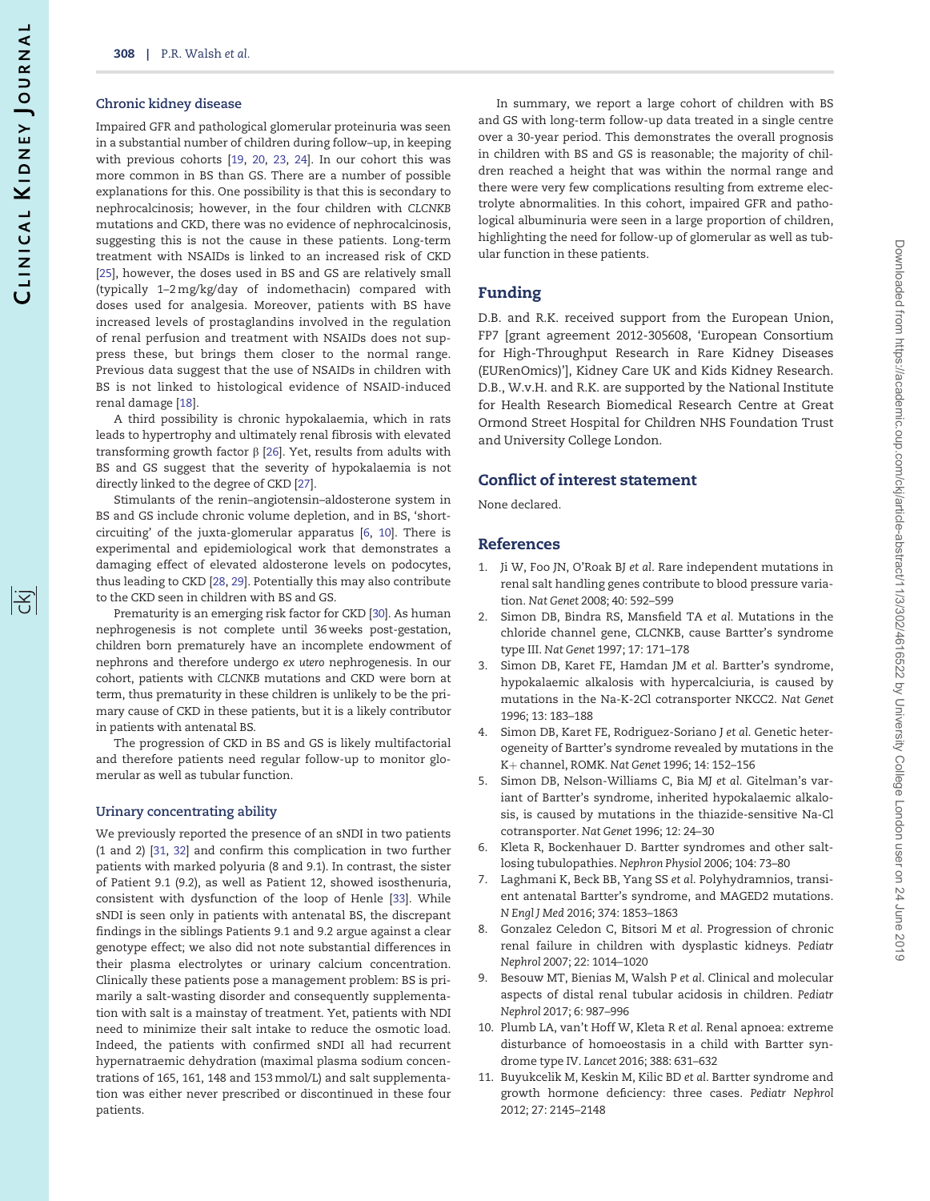### Chronic kidney disease

Impaired GFR and pathological glomerular proteinuria was seen in a substantial number of children during follow–up, in keeping with previous cohorts [19, 20, 23, 24]. In our cohort this was more common in BS than GS. There are a number of possible explanations for this. One possibility is that this is secondary to nephrocalcinosis; however, in the four children with *CLCNKB* mutations and CKD, there was no evidence of nephrocalcinosis, suggesting this is not the cause in these patients. Long-term treatment with NSAIDs is linked to an increased risk of CKD [25], however, the doses used in BS and GS are relatively small (typically 1–2 mg/kg/day of indomethacin) compared with doses used for analgesia. Moreover, patients with BS have increased levels of prostaglandins involved in the regulation of renal perfusion and treatment with NSAIDs does not suppress these, but brings them closer to the normal range. Previous data suggest that the use of NSAIDs in children with BS is not linked to histological evidence of NSAID-induced renal damage [18].

A third possibility is chronic hypokalaemia, which in rats leads to hypertrophy and ultimately renal fibrosis with elevated transforming growth factor β [26]. Yet, results from adults with BS and GS suggest that the severity of hypokalaemia is not directly linked to the degree of CKD [27].

Stimulants of the renin–angiotensin–aldosterone system in BS and GS include chronic volume depletion, and in BS, 'short-circuiting' of the juxta-glomerular apparatus [6, 10]. There is experimental and epidemiological work that demonstrates a damaging effect of elevated aldosterone levels on podocytes, thus leading to CKD [28, 29]. Potentially this may also contribute to the CKD seen in children with BS and GS.

Prematurity is an emerging risk factor for CKD [30]. As human nephrogenesis is not complete until 36 weeks post-gestation, children born prematurely have an incomplete endowment of nephrons and therefore undergo *ex utero* nephrogenesis. In our cohort, patients with *CLCNKB* mutations and CKD were born at term, thus prematurity in these children is unlikely to be the primary cause of CKD in these patients, but it is a likely contributor in patients with antenatal BS.

The progression of CKD in BS and GS is likely multifactorial and therefore patients need regular follow-up to monitor glomerular as well as tubular function.

### Urinary concentrating ability

We previously reported the presence of an sNDI in two patients (1 and 2) [31, 32] and confirm this complication in two further patients with marked polyuria (8 and 9.1). In contrast, the sister of Patient 9.1 (9.2), as well as Patient 12, showed isosthenuria, consistent with dysfunction of the loop of Henle [33]. While sNDI is seen only in patients with antenatal BS, the discrepant findings in the siblings Patients 9.1 and 9.2 argue against a clear genotype effect; we also did not note substantial differences in their plasma electrolytes or urinary calcium concentration. Clinically these patients pose a management problem: BS is primarily a salt-wasting disorder and consequently supplementation with salt is a mainstay of treatment. Yet, patients with NDI need to minimize their salt intake to reduce the osmotic load. Indeed, the patients with confirmed sNDI all had recurrent hypernatraemic dehydration (maximal plasma sodium concentrations of 165, 161, 148 and 153 mmol/L) and salt supplementation was either never prescribed or discontinued in these four patients.

In summary, we report a large cohort of children with BS and GS with long-term follow-up data treated in a single centre over a 30-year period. This demonstrates the overall prognosis in children with BS and GS is reasonable; the majority of children reached a height that was within the normal range and there were very few complications resulting from extreme electrolyte abnormalities. In this cohort, impaired GFR and pathological albuminuria were seen in a large proportion of children, highlighting the need for follow-up of glomerular as well as tubular function in these patients.

## Funding

D.B. and R.K. received support from the European Union, FP7 [grant agreement 2012-305608, 'European Consortium for High-Throughput Research in Rare Kidney Diseases (EURenOmics)'], Kidney Care UK and Kids Kidney Research. D.B., W.v.H. and R.K. are supported by the National Institute for Health Research Biomedical Research Centre at Great Ormond Street Hospital for Children NHS Foundation Trust and University College London.

## Conflict of interest statement

None declared.

## References

1. Ji W, Foo JN, O'Roak BJ *et al.* Rare independent mutations in renal salt handling genes contribute to blood pressure variation. *Nat Genet* 2008; 40: 592–599
2. Simon DB, Bindra RS, Mansfield TA *et al.* Mutations in the chloride channel gene, CLCNKB, cause Bartter's syndrome type III. *Nat Genet* 1997; 17: 171–178
3. Simon DB, Karet FE, Hamdan JM *et al.* Bartter's syndrome, hypokalaemic alkalosis with hypercalciuria, is caused by mutations in the Na-K-2Cl cotransporter NKCC2. *Nat Genet* 1996; 13: 183–188
4. Simon DB, Karet FE, Rodriguez-Soriano J *et al.* Genetic heterogeneity of Bartter's syndrome revealed by mutations in the K+ channel, ROMK. *Nat Genet* 1996; 14: 152–156
5. Simon DB, Nelson-Williams C, Bia MJ *et al.* Gitelman's variant of Bartter's syndrome, inherited hypokalaemic alkalosis, is caused by mutations in the thiazide-sensitive Na-Cl cotransporter. *Nat Genet* 1996; 12: 24–30
6. Kleta R, Bockenhauer D. Bartter syndromes and other salt-losing tubulopathies. *Nephron Physiol* 2006; 104: 73–80
7. Laghmani K, Beck BB, Yang SS *et al.* Polyhydramnios, transient antenatal Bartter's syndrome, and MAGED2 mutations. *N Engl J Med* 2016; 374: 1853–1863
8. Gonzalez Celedon C, Bitsori M *et al.* Progression of chronic renal failure in children with dysplastic kidneys. *Pediatr Nephrol* 2007; 22: 1014–1020
9. Besouw MT, Bienias M, Walsh P *et al.* Clinical and molecular aspects of distal renal tubular acidosis in children. *Pediatr Nephrol* 2017; 6: 987–996
10. Plumb LA, van't Hoff W, Kleta R *et al.* Renal apnoea: extreme disturbance of homoeostasis in a child with Bartter syndrome type IV. *Lancet* 2016; 388: 631–632
11. Buyukcelik M, Keskin M, Kilic BD *et al.* Bartter syndrome and growth hormone deficiency: three cases. *Pediatr Nephrol* 2012; 27: 2145–2148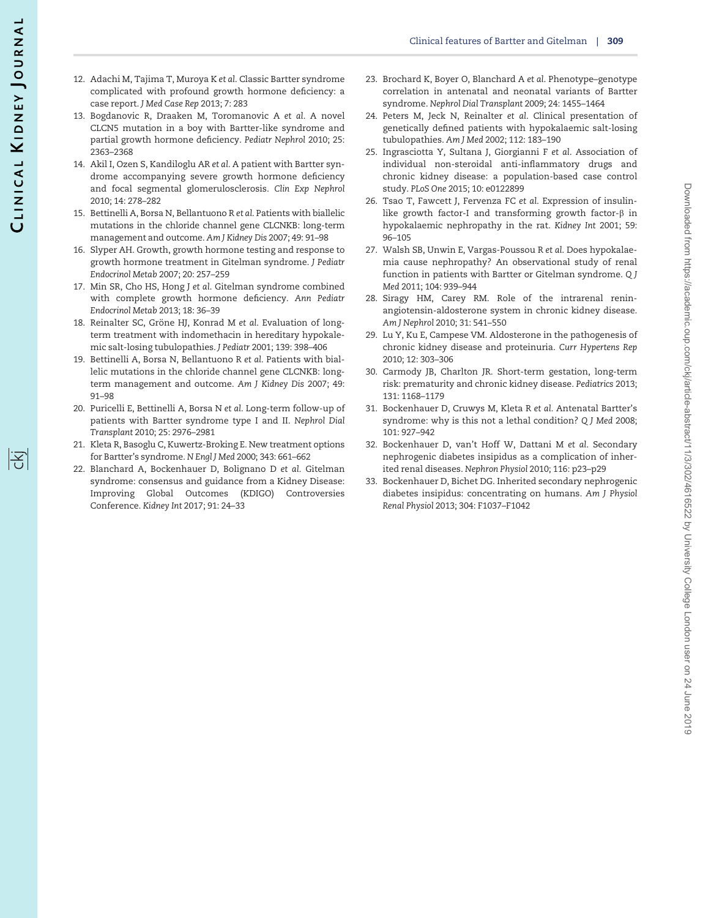12. Adachi M, Tajima T, Muroya K *et al.* Classic Bartter syndrome complicated with profound growth hormone deficiency: a case report. *J Med Case Rep* 2013; 7: 283
13. Bogdanovic R, Draaken M, Toromanovic A *et al.* A novel CLCN5 mutation in a boy with Bartter-like syndrome and partial growth hormone deficiency. *Pediatr Nephrol* 2010; 25: 2363–2368
14. Akil I, Ozen S, Kandiloglu AR *et al.* A patient with Bartter syndrome accompanying severe growth hormone deficiency and focal segmental glomerulosclerosis. *Clin Exp Nephrol* 2010; 14: 278–282
15. Bettinelli A, Borsa N, Bellantuono R *et al.* Patients with biallelic mutations in the chloride channel gene CLCNKB: long-term management and outcome. *Am J Kidney Dis* 2007; 49: 91–98
16. Slyper AH. Growth, growth hormone testing and response to growth hormone treatment in Gitelman syndrome. *J Pediatr Endocrinol Metab* 2007; 20: 257–259
17. Min SR, Cho HS, Hong J *et al.* Gitelman syndrome combined with complete growth hormone deficiency. *Ann Pediatr Endocrinol Metab* 2013; 18: 36–39
18. Reinalter SC, Gröne HJ, Konrad M *et al.* Evaluation of long-term treatment with indomethacin in hereditary hypokalemic salt-losing tubulopathies. *J Pediatr* 2001; 139: 398–406
19. Bettinelli A, Borsa N, Bellantuono R *et al.* Patients with biallelic mutations in the chloride channel gene CLCNKB: long-term management and outcome. *Am J Kidney Dis* 2007; 49: 91–98
20. Puricelli E, Bettinelli A, Borsa N *et al.* Long-term follow-up of patients with Bartter syndrome type I and II. *Nephrol Dial Transplant* 2010; 25: 2976–2981
21. Kleta R, Basoglu C, Kuwertz-Broking E. New treatment options for Bartter's syndrome. *N Engl J Med* 2000; 343: 661–662
22. Blanchard A, Bockenhauer D, Bolignano D *et al.* Gitelman syndrome: consensus and guidance from a Kidney Disease: Improving Global Outcomes (KDIGO) Controversies Conference. *Kidney Int* 2017; 91: 24–33
23. Brochard K, Boyer O, Blanchard A *et al.* Phenotype–genotype correlation in antenatal and neonatal variants of Bartter syndrome. *Nephrol Dial Transplant* 2009; 24: 1455–1464
24. Peters M, Jeck N, Reinalter *et al.* Clinical presentation of genetically defined patients with hypokalaemic salt-losing tubulopathies. *Am J Med* 2002; 112: 183–190
25. Ingrasciotta Y, Sultana J, Giorgianni F *et al.* Association of individual non-steroidal anti-inflammatory drugs and chronic kidney disease: a population-based case control study. *PLoS One* 2015; 10: e0122899
26. Tsao T, Fawcett J, Fervenza FC *et al.* Expression of insulin-like growth factor-I and transforming growth factor-β in hypokalaemic nephropathy in the rat. *Kidney Int* 2001; 59: 96–105
27. Walsh SB, Unwin E, Vargas-Poussou R *et al.* Does hypokalaemia cause nephropathy? An observational study of renal function in patients with Bartter or Gitelman syndrome. *Q J Med* 2011; 104: 939–944
28. Siragy HM, Carey RM. Role of the intrarenal renin-angiotensin-aldosterone system in chronic kidney disease. *Am J Nephrol* 2010; 31: 541–550
29. Lu Y, Ku E, Campese VM. Aldosterone in the pathogenesis of chronic kidney disease and proteinuria. *Curr Hypertens Rep* 2010; 12: 303–306
30. Carmody JB, Charlton JR. Short-term gestation, long-term risk: prematurity and chronic kidney disease. *Pediatrics* 2013; 131: 1168–1179
31. Bockenhauer D, Cruwys M, Kleta R *et al.* Antenatal Bartter's syndrome: why is this not a lethal condition? *Q J Med* 2008; 101: 927–942
32. Bockenhauer D, van't Hoff W, Dattani M *et al.* Secondary nephrogenic diabetes insipidus as a complication of inherited renal diseases. *Nephron Physiol* 2010; 116: p23–p29
33. Bockenhauer D, Bichet DG. Inherited secondary nephrogenic diabetes insipidus: concentrating on humans. *Am J Physiol Renal Physiol* 2013; 304: F1037–F1042